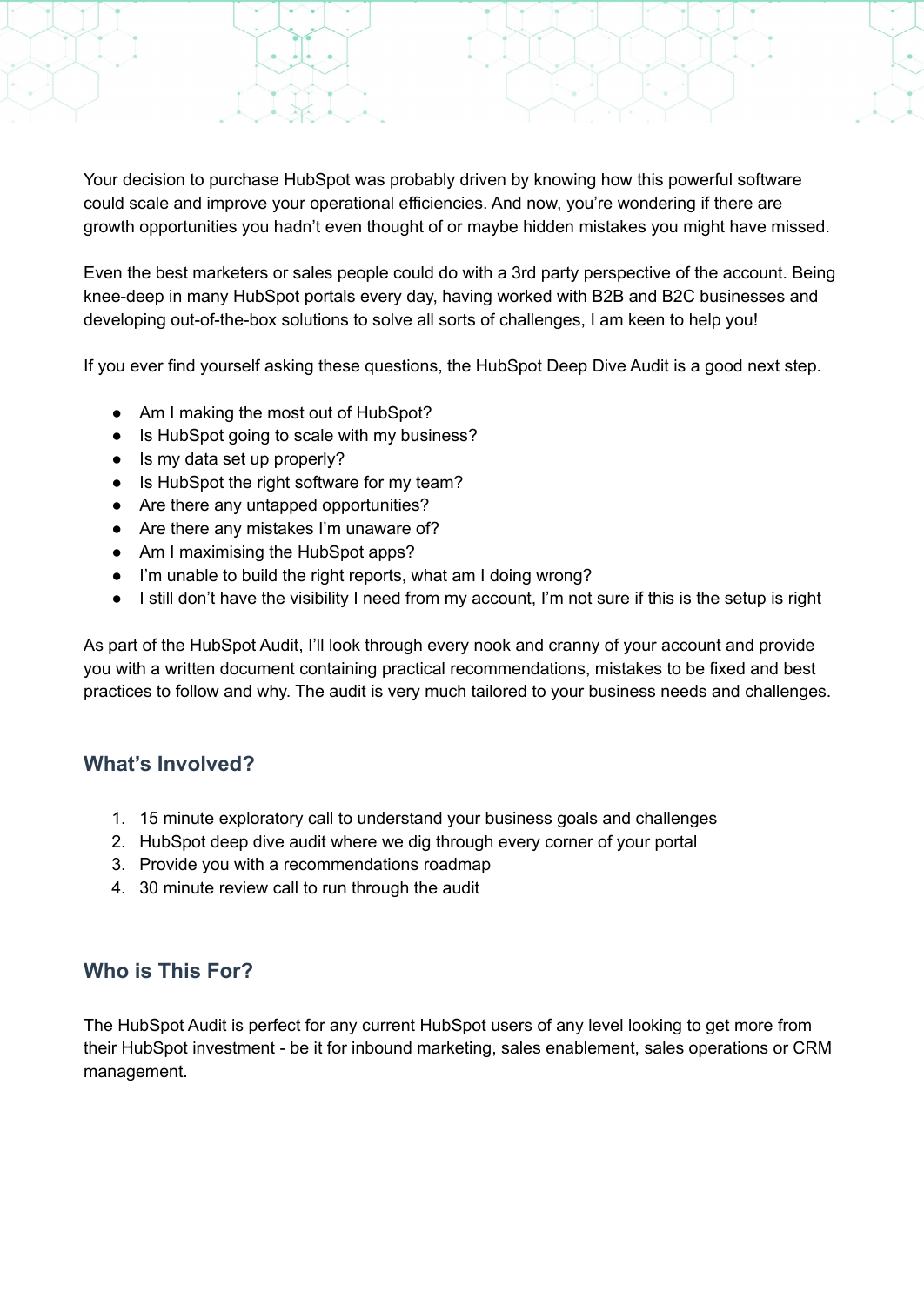Your decision to purchase HubSpot was probably driven by knowing how this powerful software could scale and improve your operational efficiencies. And now, you're wondering if there are growth opportunities you hadn't even thought of or maybe hidden mistakes you might have missed.

Even the best marketers or sales people could do with a 3rd party perspective of the account. Being knee-deep in many HubSpot portals every day, having worked with B2B and B2C businesses and developing out-of-the-box solutions to solve all sorts of challenges, I am keen to help you!

If you ever find yourself asking these questions, the HubSpot Deep Dive Audit is a good next step.

- Am I making the most out of HubSpot?
- Is HubSpot going to scale with my business?
- Is my data set up properly?
- Is HubSpot the right software for my team?
- Are there any untapped opportunities?
- Are there any mistakes I'm unaware of?
- Am I maximising the HubSpot apps?
- I'm unable to build the right reports, what am I doing wrong?
- I still don't have the visibility I need from my account, I'm not sure if this is the setup is right

As part of the HubSpot Audit, I'll look through every nook and cranny of your account and provide you with a written document containing practical recommendations, mistakes to be fixed and best practices to follow and why. The audit is very much tailored to your business needs and challenges.

## What's Involved?

1. 15 minute exploratory call to understand your business goals and challenges
2. HubSpot deep dive audit where we dig through every corner of your portal
3. Provide you with a recommendations roadmap
4. 30 minute review call to run through the audit

## Who is This For?

The HubSpot Audit is perfect for any current HubSpot users of any level looking to get more from their HubSpot investment - be it for inbound marketing, sales enablement, sales operations or CRM management.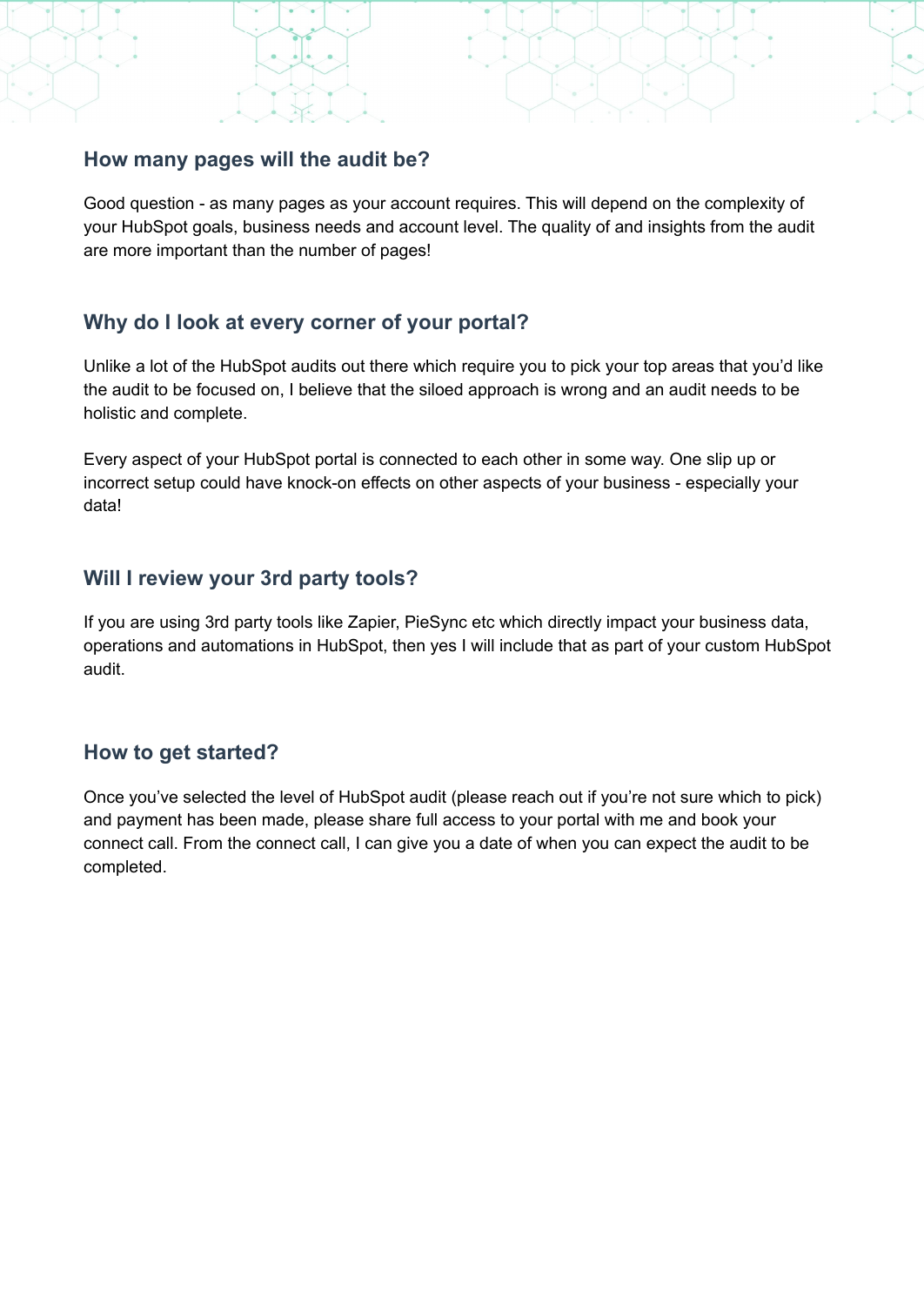### How many pages will the audit be?

Good question - as many pages as your account requires. This will depend on the complexity of your HubSpot goals, business needs and account level. The quality of and insights from the audit are more important than the number of pages!

### Why do I look at every corner of your portal?

Unlike a lot of the HubSpot audits out there which require you to pick your top areas that you'd like the audit to be focused on, I believe that the siloed approach is wrong and an audit needs to be holistic and complete.

Every aspect of your HubSpot portal is connected to each other in some way. One slip up or incorrect setup could have knock-on effects on other aspects of your business - especially your data!

### Will I review your 3rd party tools?

If you are using 3rd party tools like Zapier, PieSync etc which directly impact your business data, operations and automations in HubSpot, then yes I will include that as part of your custom HubSpot audit.

### How to get started?

Once you've selected the level of HubSpot audit (please reach out if you're not sure which to pick) and payment has been made, please share full access to your portal with me and book your connect call. From the connect call, I can give you a date of when you can expect the audit to be completed.